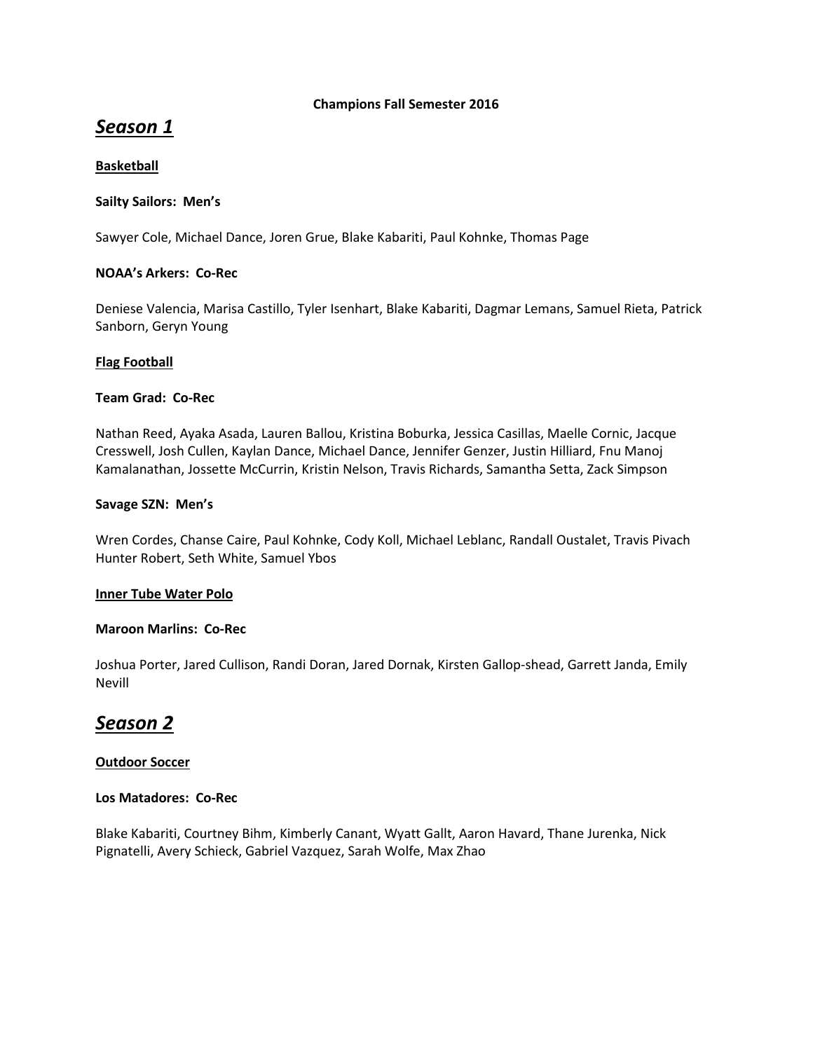**Champions Fall Semester 2016**

# ***Season 1***

**Basketball**

**Sailty Sailors: Men's**

Sawyer Cole, Michael Dance, Joren Grue, Blake Kabariti, Paul Kohnke, Thomas Page

**NOAA's Arkers: Co-Rec**

Deniese Valencia, Marisa Castillo, Tyler Isenhart, Blake Kabariti, Dagmar Lemans, Samuel Rieta, Patrick Sanborn, Geryn Young

**Flag Football**

**Team Grad: Co-Rec**

Nathan Reed, Ayaka Asada, Lauren Ballou, Kristina Boburka, Jessica Casillas, Maelle Cornic, Jacque Cresswell, Josh Cullen, Kaylan Dance, Michael Dance, Jennifer Genzer, Justin Hilliard, Fnu Manoj Kamalanathan, Jossette McCurrin, Kristin Nelson, Travis Richards, Samantha Setta, Zack Simpson

**Savage SZN: Men's**

Wren Cordes, Chanse Caire, Paul Kohnke, Cody Koll, Michael Leblanc, Randall Oustalet, Travis Pivach Hunter Robert, Seth White, Samuel Ybos

**Inner Tube Water Polo**

**Maroon Marlins: Co-Rec**

Joshua Porter, Jared Cullison, Randi Doran, Jared Dornak, Kirsten Gallop-shead, Garrett Janda, Emily Nevill

# ***Season 2***

**Outdoor Soccer**

**Los Matadores: Co-Rec**

Blake Kabariti, Courtney Bihm, Kimberly Canant, Wyatt Gallt, Aaron Havard, Thane Jurenka, Nick Pignatelli, Avery Schieck, Gabriel Vazquez, Sarah Wolfe, Max Zhao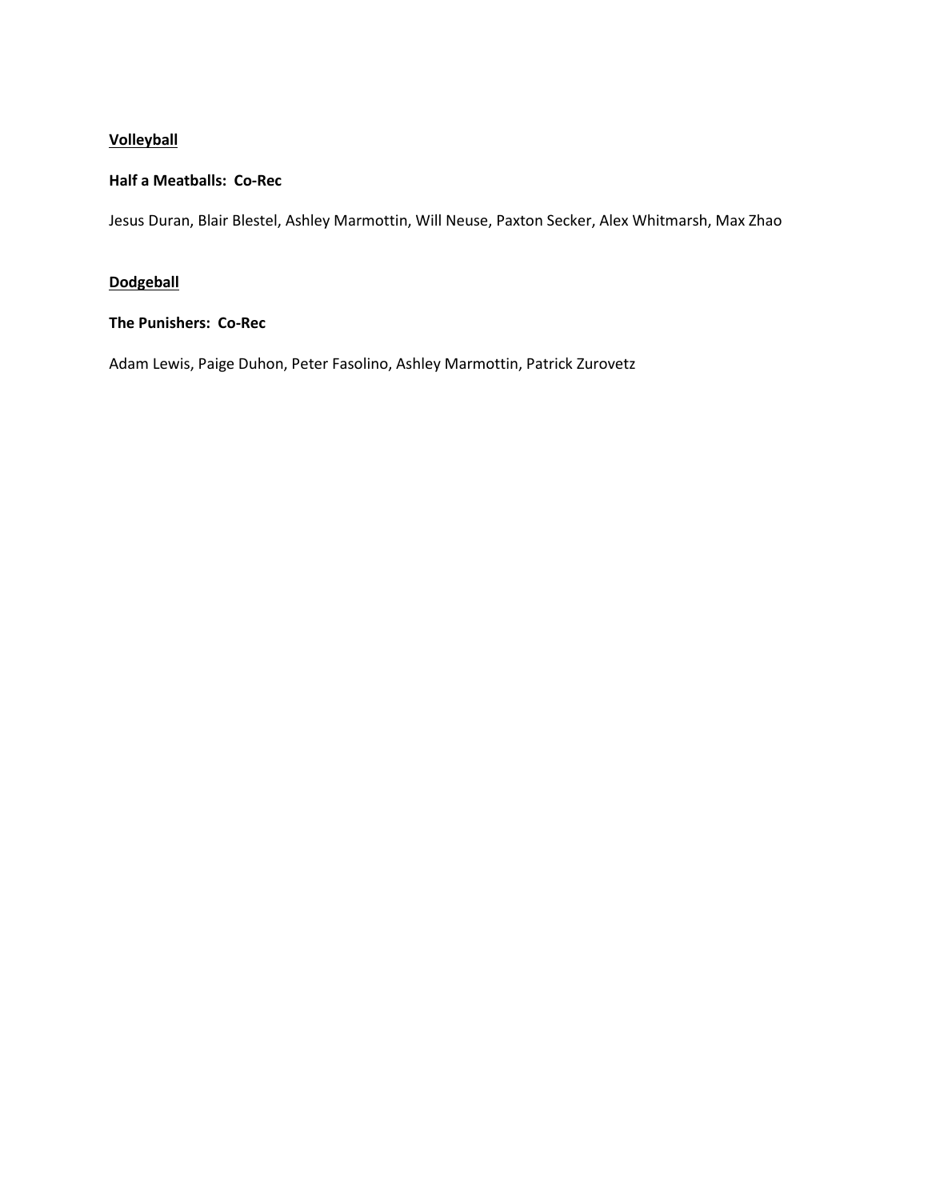<u>**Volleyball**</u>

**Half a Meatballs: Co-Rec**

Jesus Duran, Blair Blestel, Ashley Marmottin, Will Neuse, Paxton Secker, Alex Whitmarsh, Max Zhao

<u>**Dodgeball**</u>

**The Punishers: Co-Rec**

Adam Lewis, Paige Duhon, Peter Fasolino, Ashley Marmottin, Patrick Zurovetz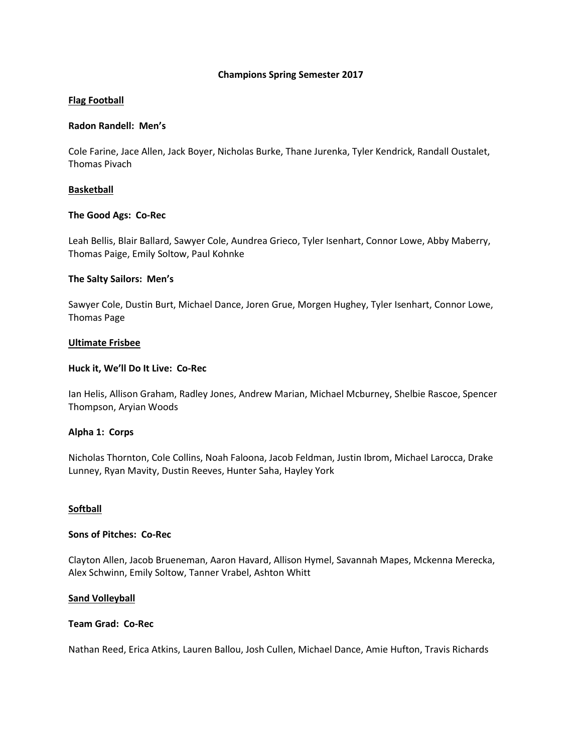# Champions Spring Semester 2017

## Flag Football

### Radon Randell: Men's

Cole Farine, Jace Allen, Jack Boyer, Nicholas Burke, Thane Jurenka, Tyler Kendrick, Randall Oustalet, Thomas Pivach

## Basketball

### The Good Ags: Co-Rec

Leah Bellis, Blair Ballard, Sawyer Cole, Aundrea Grieco, Tyler Isenhart, Connor Lowe, Abby Maberry, Thomas Paige, Emily Soltow, Paul Kohnke

### The Salty Sailors: Men's

Sawyer Cole, Dustin Burt, Michael Dance, Joren Grue, Morgen Hughey, Tyler Isenhart, Connor Lowe, Thomas Page

## Ultimate Frisbee

### Huck it, We'll Do It Live: Co-Rec

Ian Helis, Allison Graham, Radley Jones, Andrew Marian, Michael Mcburney, Shelbie Rascoe, Spencer Thompson, Aryian Woods

### Alpha 1: Corps

Nicholas Thornton, Cole Collins, Noah Faloona, Jacob Feldman, Justin Ibrom, Michael Larocca, Drake Lunney, Ryan Mavity, Dustin Reeves, Hunter Saha, Hayley York

## Softball

### Sons of Pitches: Co-Rec

Clayton Allen, Jacob Brueneman, Aaron Havard, Allison Hymel, Savannah Mapes, Mckenna Merecka, Alex Schwinn, Emily Soltow, Tanner Vrabel, Ashton Whitt

## Sand Volleyball

### Team Grad: Co-Rec

Nathan Reed, Erica Atkins, Lauren Ballou, Josh Cullen, Michael Dance, Amie Hufton, Travis Richards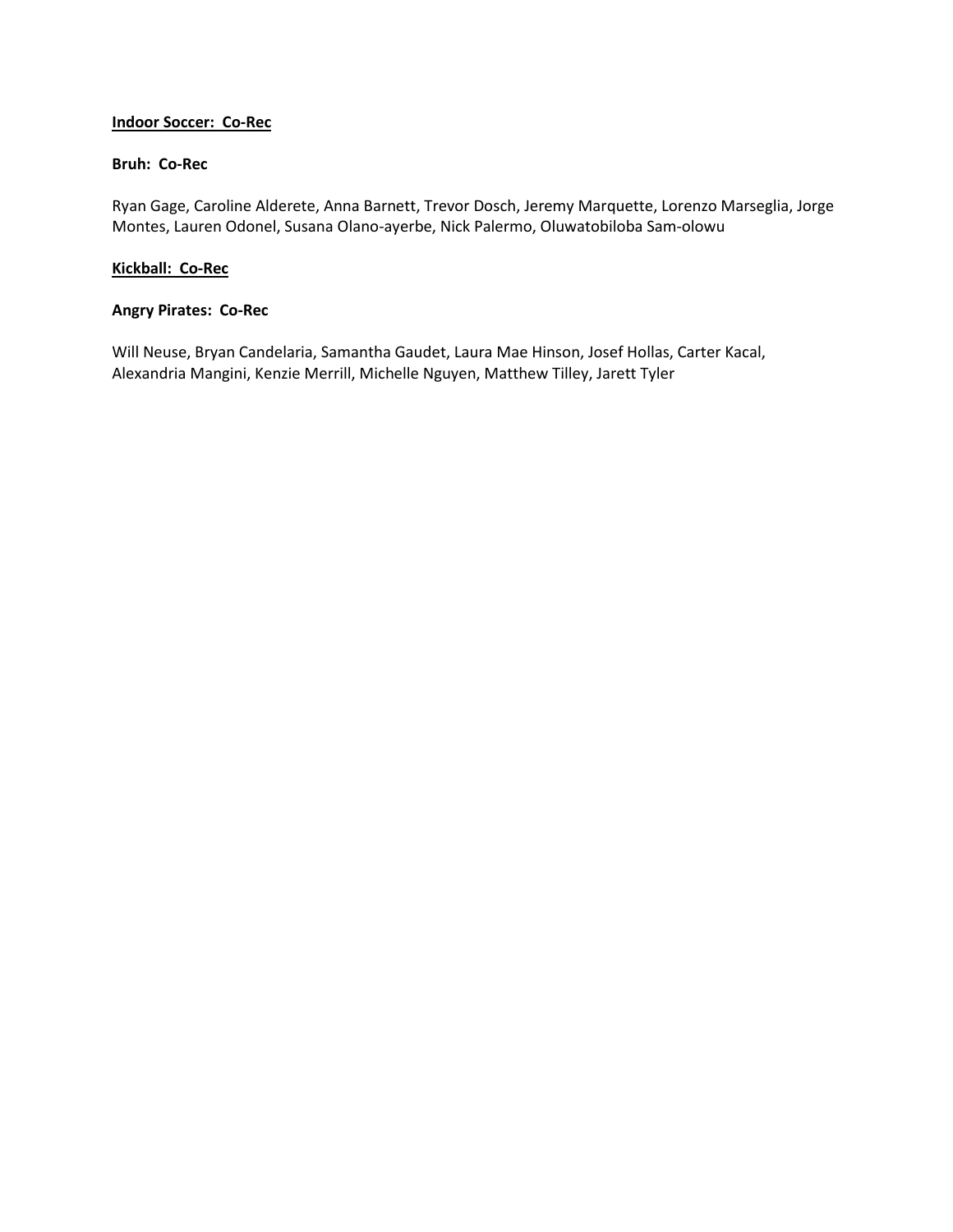**Indoor Soccer: Co-Rec**

**Bruh: Co-Rec**

Ryan Gage, Caroline Alderete, Anna Barnett, Trevor Dosch, Jeremy Marquette, Lorenzo Marseglia, Jorge Montes, Lauren Odonel, Susana Olano-ayerbe, Nick Palermo, Oluwatobiloba Sam-olowu

**Kickball: Co-Rec**

**Angry Pirates: Co-Rec**

Will Neuse, Bryan Candelaria, Samantha Gaudet, Laura Mae Hinson, Josef Hollas, Carter Kacal, Alexandria Mangini, Kenzie Merrill, Michelle Nguyen, Matthew Tilley, Jarett Tyler